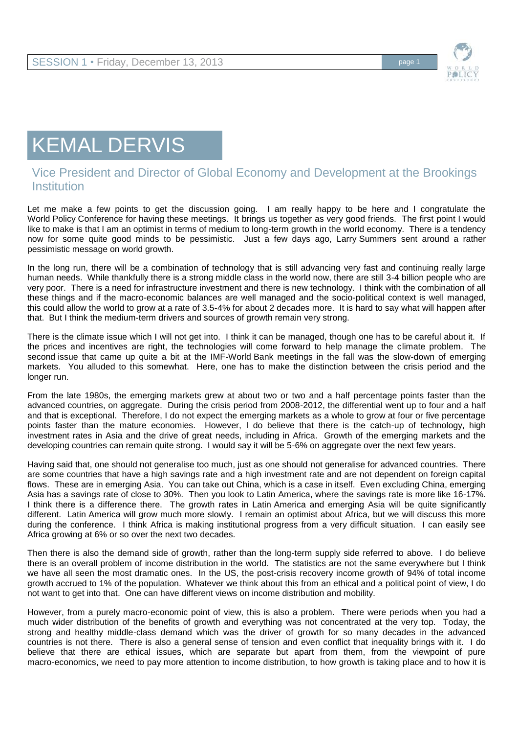# KEMAL DERVIS

## Vice President and Director of Global Economy and Development at the Brookings Institution

Let me make a few points to get the discussion going. I am really happy to be here and I congratulate the World Policy Conference for having these meetings. It brings us together as very good friends. The first point I would like to make is that I am an optimist in terms of medium to long-term growth in the world economy. There is a tendency now for some quite good minds to be pessimistic. Just a few days ago, Larry Summers sent around a rather pessimistic message on world growth.

In the long run, there will be a combination of technology that is still advancing very fast and continuing really large human needs. While thankfully there is a strong middle class in the world now, there are still 3-4 billion people who are very poor. There is a need for infrastructure investment and there is new technology. I think with the combination of all these things and if the macro-economic balances are well managed and the socio-political context is well managed, this could allow the world to grow at a rate of 3.5-4% for about 2 decades more. It is hard to say what will happen after that. But I think the medium-term drivers and sources of growth remain very strong.

There is the climate issue which I will not get into. I think it can be managed, though one has to be careful about it. If the prices and incentives are right, the technologies will come forward to help manage the climate problem. The second issue that came up quite a bit at the IMF-World Bank meetings in the fall was the slow-down of emerging markets. You alluded to this somewhat. Here, one has to make the distinction between the crisis period and the longer run.

From the late 1980s, the emerging markets grew at about two or two and a half percentage points faster than the advanced countries, on aggregate. During the crisis period from 2008-2012, the differential went up to four and a half and that is exceptional. Therefore, I do not expect the emerging markets as a whole to grow at four or five percentage points faster than the mature economies. However, I do believe that there is the catch-up of technology, high investment rates in Asia and the drive of great needs, including in Africa. Growth of the emerging markets and the developing countries can remain quite strong. I would say it will be 5-6% on aggregate over the next few years.

Having said that, one should not generalise too much, just as one should not generalise for advanced countries. There are some countries that have a high savings rate and a high investment rate and are not dependent on foreign capital flows. These are in emerging Asia. You can take out China, which is a case in itself. Even excluding China, emerging Asia has a savings rate of close to 30%. Then you look to Latin America, where the savings rate is more like 16-17%. I think there is a difference there. The growth rates in Latin America and emerging Asia will be quite significantly different. Latin America will grow much more slowly. I remain an optimist about Africa, but we will discuss this more during the conference. I think Africa is making institutional progress from a very difficult situation. I can easily see Africa growing at 6% or so over the next two decades.

Then there is also the demand side of growth, rather than the long-term supply side referred to above. I do believe there is an overall problem of income distribution in the world. The statistics are not the same everywhere but I think we have all seen the most dramatic ones. In the US, the post-crisis recovery income growth of 94% of total income growth accrued to 1% of the population. Whatever we think about this from an ethical and a political point of view, I do not want to get into that. One can have different views on income distribution and mobility.

However, from a purely macro-economic point of view, this is also a problem. There were periods when you had a much wider distribution of the benefits of growth and everything was not concentrated at the very top. Today, the strong and healthy middle-class demand which was the driver of growth for so many decades in the advanced countries is not there. There is also a general sense of tension and even conflict that inequality brings with it. I do believe that there are ethical issues, which are separate but apart from them, from the viewpoint of pure macro-economics, we need to pay more attention to income distribution, to how growth is taking place and to how it is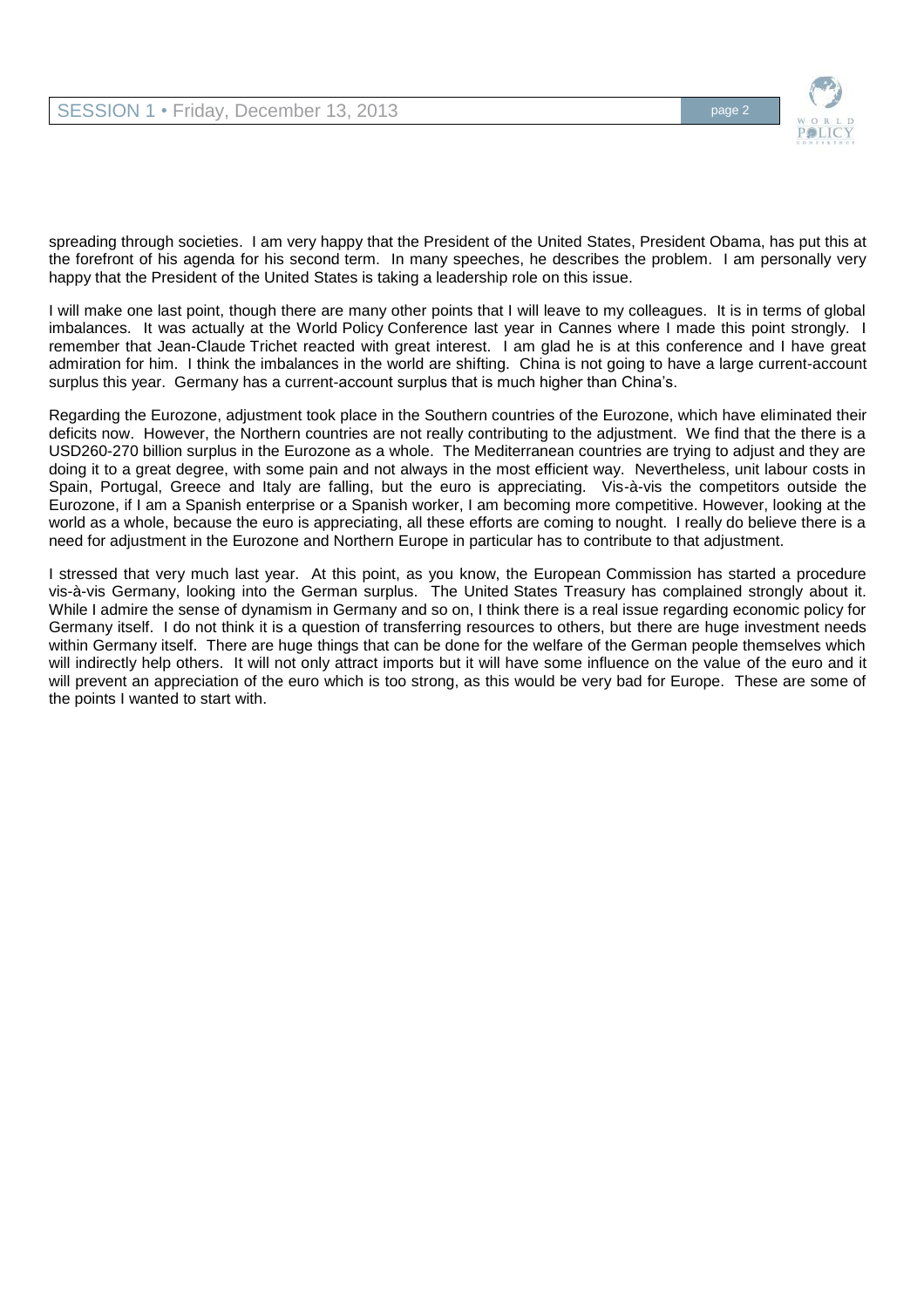spreading through societies. I am very happy that the President of the United States, President Obama, has put this at the forefront of his agenda for his second term. In many speeches, he describes the problem. I am personally very happy that the President of the United States is taking a leadership role on this issue.

I will make one last point, though there are many other points that I will leave to my colleagues. It is in terms of global imbalances. It was actually at the World Policy Conference last year in Cannes where I made this point strongly. I remember that Jean-Claude Trichet reacted with great interest. I am glad he is at this conference and I have great admiration for him. I think the imbalances in the world are shifting. China is not going to have a large current-account surplus this year. Germany has a current-account surplus that is much higher than China's.

Regarding the Eurozone, adjustment took place in the Southern countries of the Eurozone, which have eliminated their deficits now. However, the Northern countries are not really contributing to the adjustment. We find that the there is a USD260-270 billion surplus in the Eurozone as a whole. The Mediterranean countries are trying to adjust and they are doing it to a great degree, with some pain and not always in the most efficient way. Nevertheless, unit labour costs in Spain, Portugal, Greece and Italy are falling, but the euro is appreciating. Vis-à-vis the competitors outside the Eurozone, if I am a Spanish enterprise or a Spanish worker, I am becoming more competitive. However, looking at the world as a whole, because the euro is appreciating, all these efforts are coming to nought. I really do believe there is a need for adjustment in the Eurozone and Northern Europe in particular has to contribute to that adjustment.

I stressed that very much last year. At this point, as you know, the European Commission has started a procedure vis-à-vis Germany, looking into the German surplus. The United States Treasury has complained strongly about it. While I admire the sense of dynamism in Germany and so on, I think there is a real issue regarding economic policy for Germany itself. I do not think it is a question of transferring resources to others, but there are huge investment needs within Germany itself. There are huge things that can be done for the welfare of the German people themselves which will indirectly help others. It will not only attract imports but it will have some influence on the value of the euro and it will prevent an appreciation of the euro which is too strong, as this would be very bad for Europe. These are some of the points I wanted to start with.